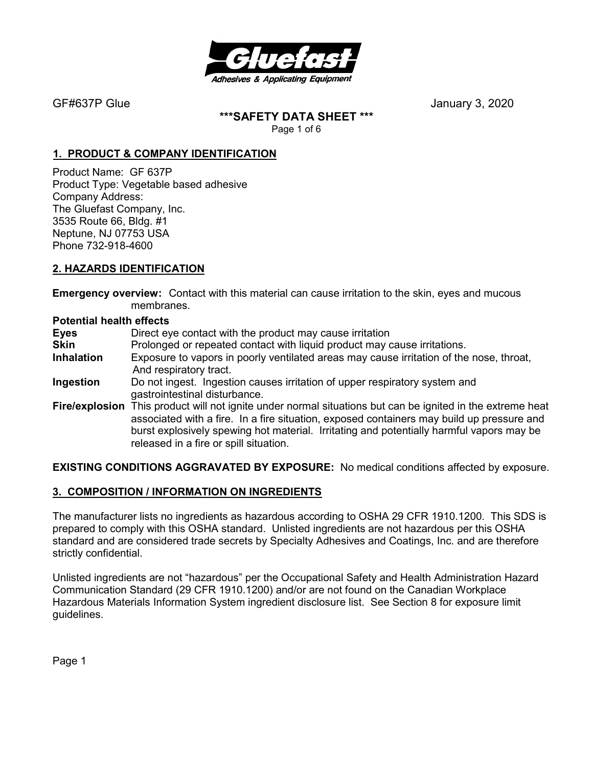GF#637P Glue January 3, 2020

**\*\*\*SAFETY DATA SHEET \*\*\***

## 1. PRODUCT & COMPANY IDENTIFICATION

Product Name: GF 637P
Product Type: Vegetable based adhesive
Company Address:
The Gluefast Company, Inc.
3535 Route 66, Bldg. #1
Neptune, NJ 07753 USA
Phone 732-918-4600

## 2. HAZARDS IDENTIFICATION

**Emergency overview:** Contact with this material can cause irritation to the skin, eyes and mucous membranes.

**Potential health effects**

**Eyes** Direct eye contact with the product may cause irritation

**Skin** Prolonged or repeated contact with liquid product may cause irritations.

**Inhalation** Exposure to vapors in poorly ventilated areas may cause irritation of the nose, throat, And respiratory tract.

**Ingestion** Do not ingest. Ingestion causes irritation of upper respiratory system and gastrointestinal disturbance.

**Fire/explosion** This product will not ignite under normal situations but can be ignited in the extreme heat associated with a fire. In a fire situation, exposed containers may build up pressure and burst explosively spewing hot material. Irritating and potentially harmful vapors may be released in a fire or spill situation.

**EXISTING CONDITIONS AGGRAVATED BY EXPOSURE:** No medical conditions affected by exposure.

## 3. COMPOSITION / INFORMATION ON INGREDIENTS

The manufacturer lists no ingredients as hazardous according to OSHA 29 CFR 1910.1200. This SDS is prepared to comply with this OSHA standard. Unlisted ingredients are not hazardous per this OSHA standard and are considered trade secrets by Specialty Adhesives and Coatings, Inc. and are therefore strictly confidential.

Unlisted ingredients are not "hazardous" per the Occupational Safety and Health Administration Hazard Communication Standard (29 CFR 1910.1200) and/or are not found on the Canadian Workplace Hazardous Materials Information System ingredient disclosure list. See Section 8 for exposure limit guidelines.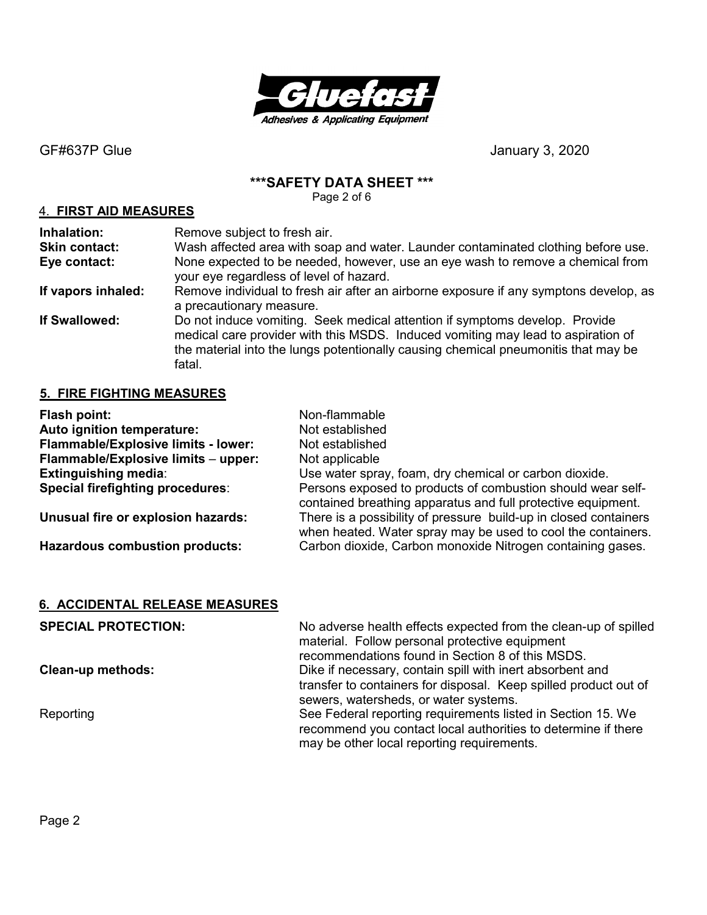GF#637P Glue January 3, 2020

**\*\*\*SAFETY DATA SHEET \*\*\***

## 4. FIRST AID MEASURES

**Inhalation:** Remove subject to fresh air.

**Skin contact:** Wash affected area with soap and water. Launder contaminated clothing before use.

**Eye contact:** None expected to be needed, however, use an eye wash to remove a chemical from your eye regardless of level of hazard.

**If vapors inhaled:** Remove individual to fresh air after an airborne exposure if any symptons develop, as a precautionary measure.

**If Swallowed:** Do not induce vomiting. Seek medical attention if symptoms develop. Provide medical care provider with this MSDS. Induced vomiting may lead to aspiration of the material into the lungs potentially causing chemical pneumonitis that may be fatal.

## 5. FIRE FIGHTING MEASURES

**Flash point:** Non-flammable

**Auto ignition temperature:** Not established

**Flammable/Explosive limits - lower:** Not established

**Flammable/Explosive limits – upper:** Not applicable

**Extinguishing media**: Use water spray, foam, dry chemical or carbon dioxide.

**Special firefighting procedures**: Persons exposed to products of combustion should wear self-contained breathing apparatus and full protective equipment.

**Unusual fire or explosion hazards:** There is a possibility of pressure build-up in closed containers when heated. Water spray may be used to cool the containers.

**Hazardous combustion products:** Carbon dioxide, Carbon monoxide Nitrogen containing gases.

## 6. ACCIDENTAL RELEASE MEASURES

**SPECIAL PROTECTION:** No adverse health effects expected from the clean-up of spilled material. Follow personal protective equipment recommendations found in Section 8 of this MSDS.

**Clean-up methods:** Dike if necessary, contain spill with inert absorbent and transfer to containers for disposal. Keep spilled product out of sewers, watersheds, or water systems.

Reporting See Federal reporting requirements listed in Section 15. We recommend you contact local authorities to determine if there may be other local reporting requirements.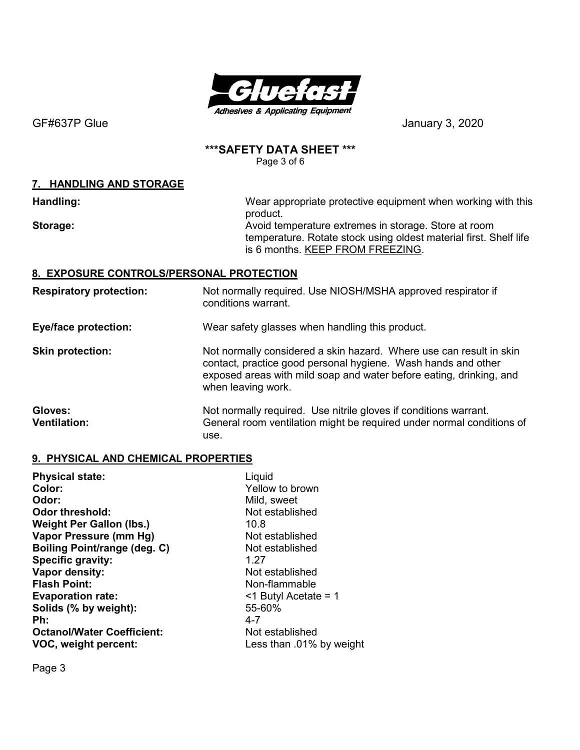GF#637P Glue January 3, 2020

# \*\*\*SAFETY DATA SHEET \*\*\*

## 7. HANDLING AND STORAGE

| | |
|---|---|
| **Handling:** | Wear appropriate protective equipment when working with this product. |
| **Storage:** | Avoid temperature extremes in storage. Store at room temperature. Rotate stock using oldest material first. Shelf life is 6 months. KEEP FROM FREEZING. |

## 8. EXPOSURE CONTROLS/PERSONAL PROTECTION

| | |
|---|---|
| **Respiratory protection:** | Not normally required. Use NIOSH/MSHA approved respirator if conditions warrant. |
| **Eye/face protection:** | Wear safety glasses when handling this product. |
| **Skin protection:** | Not normally considered a skin hazard. Where use can result in skin contact, practice good personal hygiene. Wash hands and other exposed areas with mild soap and water before eating, drinking, and when leaving work. |
| **Gloves:** | Not normally required. Use nitrile gloves if conditions warrant. |
| **Ventilation:** | General room ventilation might be required under normal conditions of use. |

## 9. PHYSICAL AND CHEMICAL PROPERTIES

| | |
|---|---|
| **Physical state:** | Liquid |
| **Color:** | Yellow to brown |
| **Odor:** | Mild, sweet |
| **Odor threshold:** | Not established |
| **Weight Per Gallon (lbs.)** | 10.8 |
| **Vapor Pressure (mm Hg)** | Not established |
| **Boiling Point/range (deg. C)** | Not established |
| **Specific gravity:** | 1.27 |
| **Vapor density:** | Not established |
| **Flash Point:** | Non-flammable |
| **Evaporation rate:** | <1 Butyl Acetate = 1 |
| **Solids (% by weight):** | 55-60% |
| **Ph:** | 4-7 |
| **Octanol/Water Coefficient:** | Not established |
| **VOC, weight percent:** | Less than .01% by weight |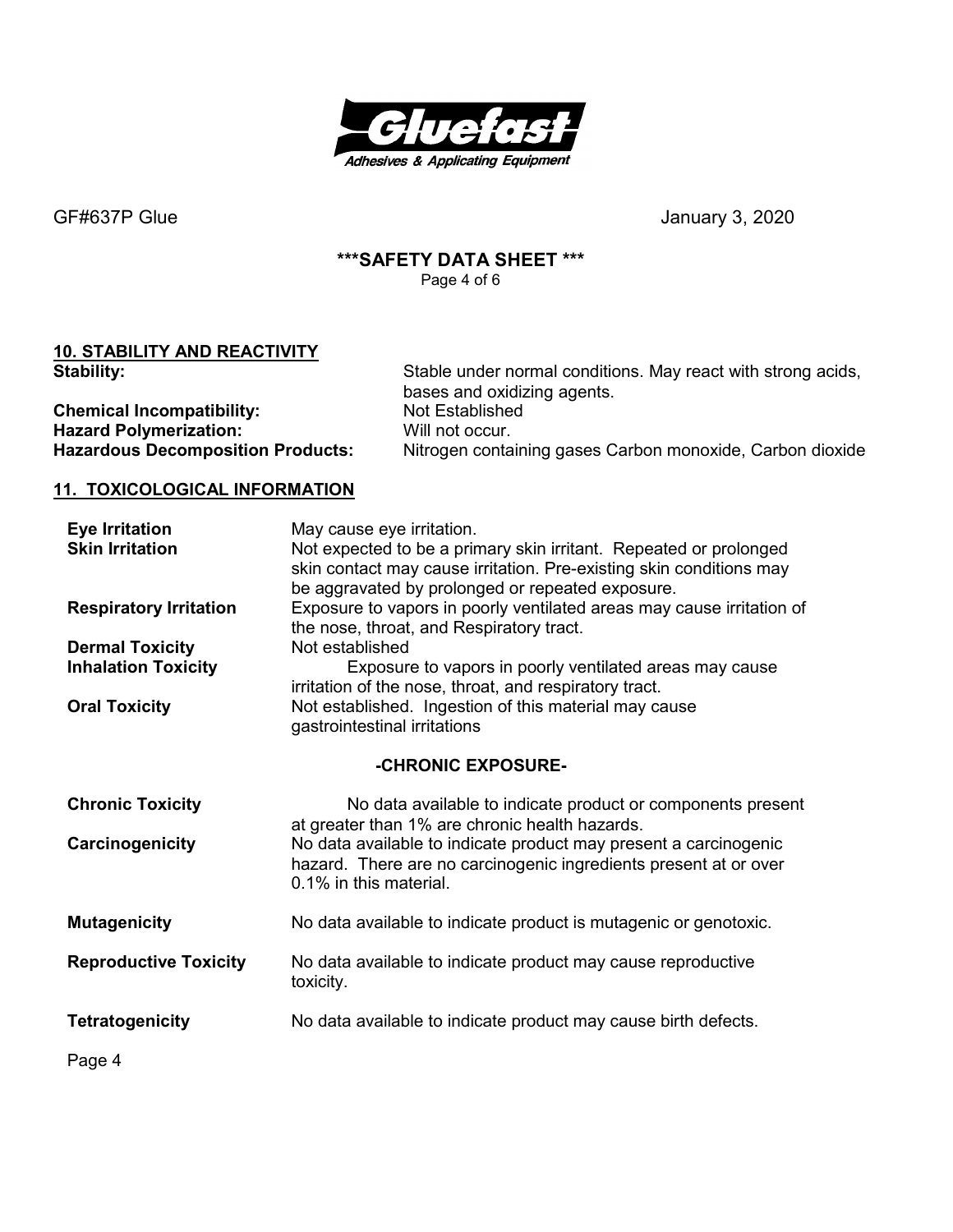GF#637P Glue January 3, 2020

**\*\*\*SAFETY DATA SHEET \*\*\***

## 10. STABILITY AND REACTIVITY

**Stability:** Stable under normal conditions. May react with strong acids, bases and oxidizing agents.

**Chemical Incompatibility:** Not Established

**Hazard Polymerization:** Will not occur.

**Hazardous Decomposition Products:** Nitrogen containing gases Carbon monoxide, Carbon dioxide

## 11. TOXICOLOGICAL INFORMATION

**Eye Irritation** May cause eye irritation.

**Skin Irritation** Not expected to be a primary skin irritant. Repeated or prolonged skin contact may cause irritation. Pre-existing skin conditions may be aggravated by prolonged or repeated exposure.

**Respiratory Irritation** Exposure to vapors in poorly ventilated areas may cause irritation of the nose, throat, and Respiratory tract.

**Dermal Toxicity** Not established

**Inhalation Toxicity** Exposure to vapors in poorly ventilated areas may cause irritation of the nose, throat, and respiratory tract.

**Oral Toxicity** Not established. Ingestion of this material may cause gastrointestinal irritations

### -CHRONIC EXPOSURE-

**Chronic Toxicity** No data available to indicate product or components present at greater than 1% are chronic health hazards.

**Carcinogenicity** No data available to indicate product may present a carcinogenic hazard. There are no carcinogenic ingredients present at or over 0.1% in this material.

**Mutagenicity** No data available to indicate product is mutagenic or genotoxic.

**Reproductive Toxicity** No data available to indicate product may cause reproductive toxicity.

**Tetratogenicity** No data available to indicate product may cause birth defects.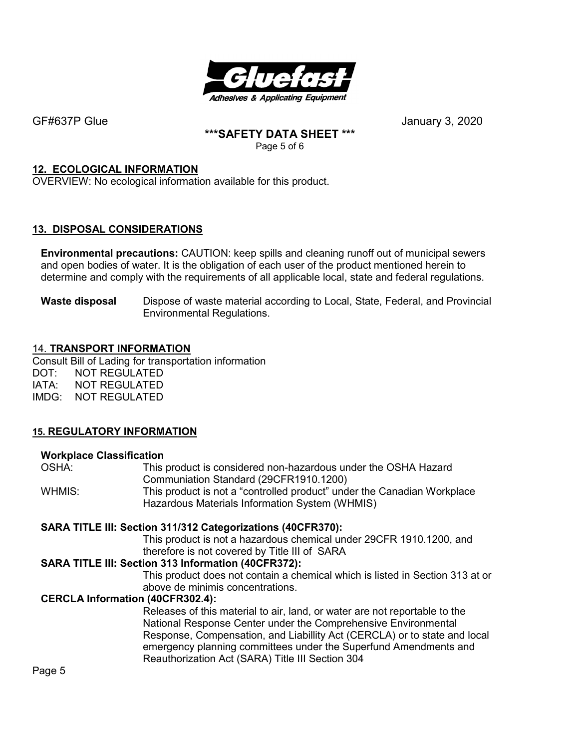## 12. ECOLOGICAL INFORMATION

OVERVIEW: No ecological information available for this product.

## 13. DISPOSAL CONSIDERATIONS

**Environmental precautions:** CAUTION: keep spills and cleaning runoff out of municipal sewers and open bodies of water. It is the obligation of each user of the product mentioned herein to determine and comply with the requirements of all applicable local, state and federal regulations.

**Waste disposal** Dispose of waste material according to Local, State, Federal, and Provincial Environmental Regulations.

## 14. TRANSPORT INFORMATION

Consult Bill of Lading for transportation information

DOT: NOT REGULATED
IATA: NOT REGULATED
IMDG: NOT REGULATED

## 15. REGULATORY INFORMATION

### Workplace Classification

OSHA: This product is considered non-hazardous under the OSHA Hazard Communiation Standard (29CFR1910.1200)

WHMIS: This product is not a “controlled product” under the Canadian Workplace Hazardous Materials Information System (WHMIS)

### SARA TITLE III: Section 311/312 Categorizations (40CFR370):

This product is not a hazardous chemical under 29CFR 1910.1200, and therefore is not covered by Title III of SARA

### SARA TITLE III: Section 313 Information (40CFR372):

This product does not contain a chemical which is listed in Section 313 at or above de minimis concentrations.

### CERCLA Information (40CFR302.4):

Releases of this material to air, land, or water are not reportable to the National Response Center under the Comprehensive Environmental Response, Compensation, and Liabillity Act (CERCLA) or to state and local emergency planning committees under the Superfund Amendments and Reauthorization Act (SARA) Title III Section 304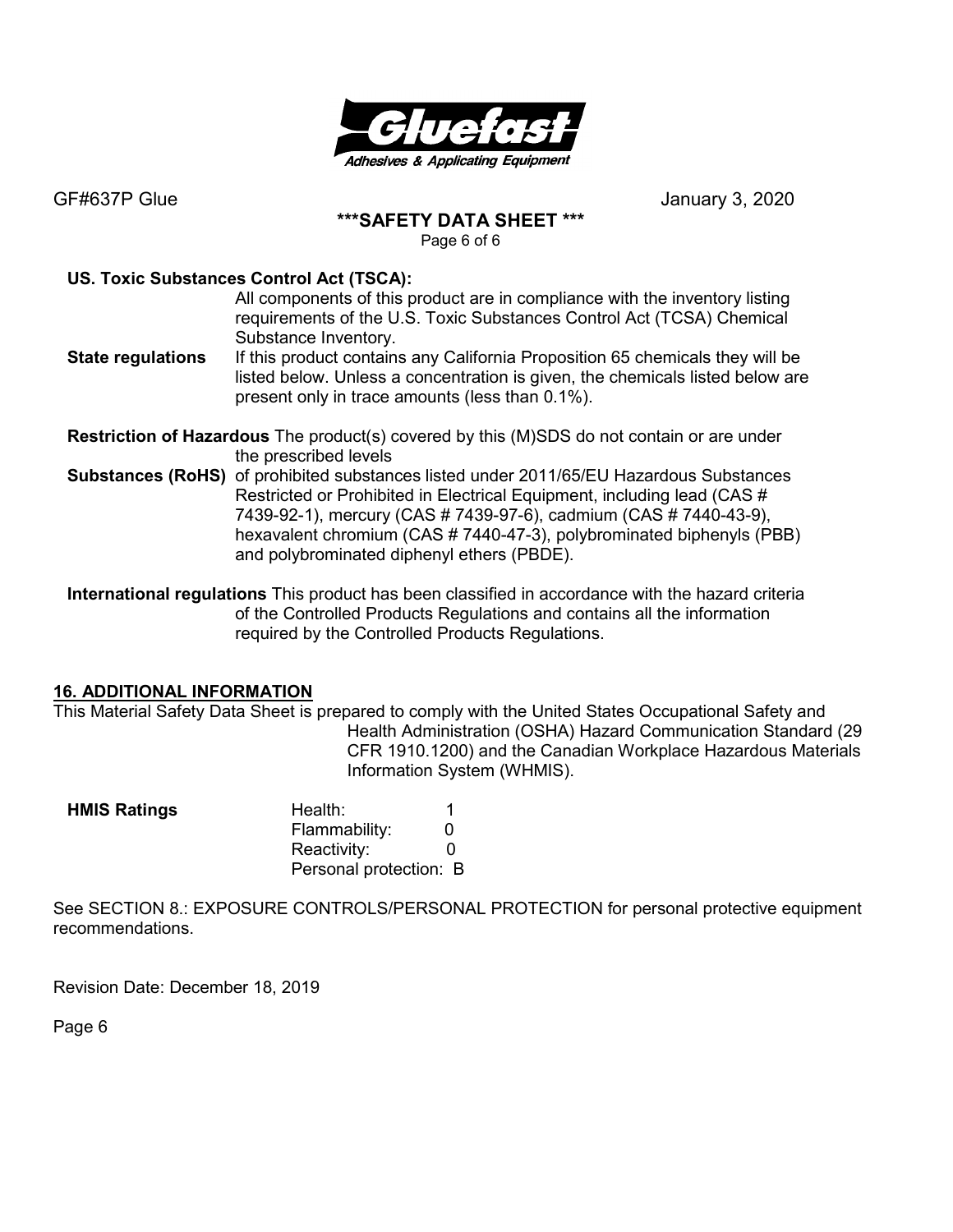**US. Toxic Substances Control Act (TSCA):**

All components of this product are in compliance with the inventory listing requirements of the U.S. Toxic Substances Control Act (TCSA) Chemical Substance Inventory.

**State regulations** If this product contains any California Proposition 65 chemicals they will be listed below. Unless a concentration is given, the chemicals listed below are present only in trace amounts (less than 0.1%).

**Restriction of Hazardous Substances (RoHS)** The product(s) covered by this (M)SDS do not contain or are under the prescribed levels of prohibited substances listed under 2011/65/EU Hazardous Substances Restricted or Prohibited in Electrical Equipment, including lead (CAS # 7439-92-1), mercury (CAS # 7439-97-6), cadmium (CAS # 7440-43-9), hexavalent chromium (CAS # 7440-47-3), polybrominated biphenyls (PBB) and polybrominated diphenyl ethers (PBDE).

**International regulations** This product has been classified in accordance with the hazard criteria of the Controlled Products Regulations and contains all the information required by the Controlled Products Regulations.

## 16. ADDITIONAL INFORMATION

This Material Safety Data Sheet is prepared to comply with the United States Occupational Safety and Health Administration (OSHA) Hazard Communication Standard (29 CFR 1910.1200) and the Canadian Workplace Hazardous Materials Information System (WHMIS).

**HMIS Ratings**

Health: 1
Flammability: 0
Reactivity: 0
Personal protection: B

See SECTION 8.: EXPOSURE CONTROLS/PERSONAL PROTECTION for personal protective equipment recommendations.

Revision Date: December 18, 2019